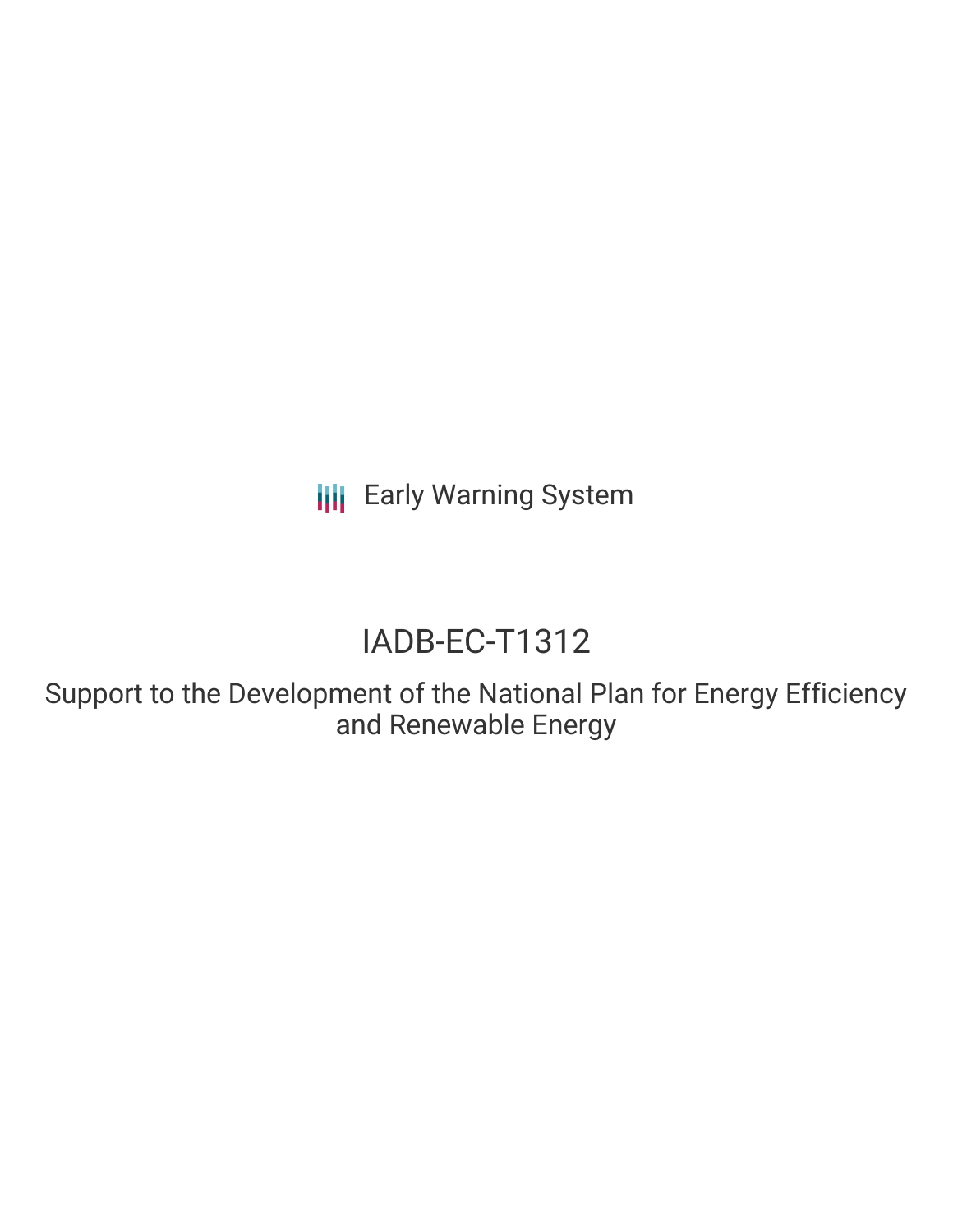Early Warning System

# IADB-EC-T1312

## Support to the Development of the National Plan for Energy Efficiency and Renewable Energy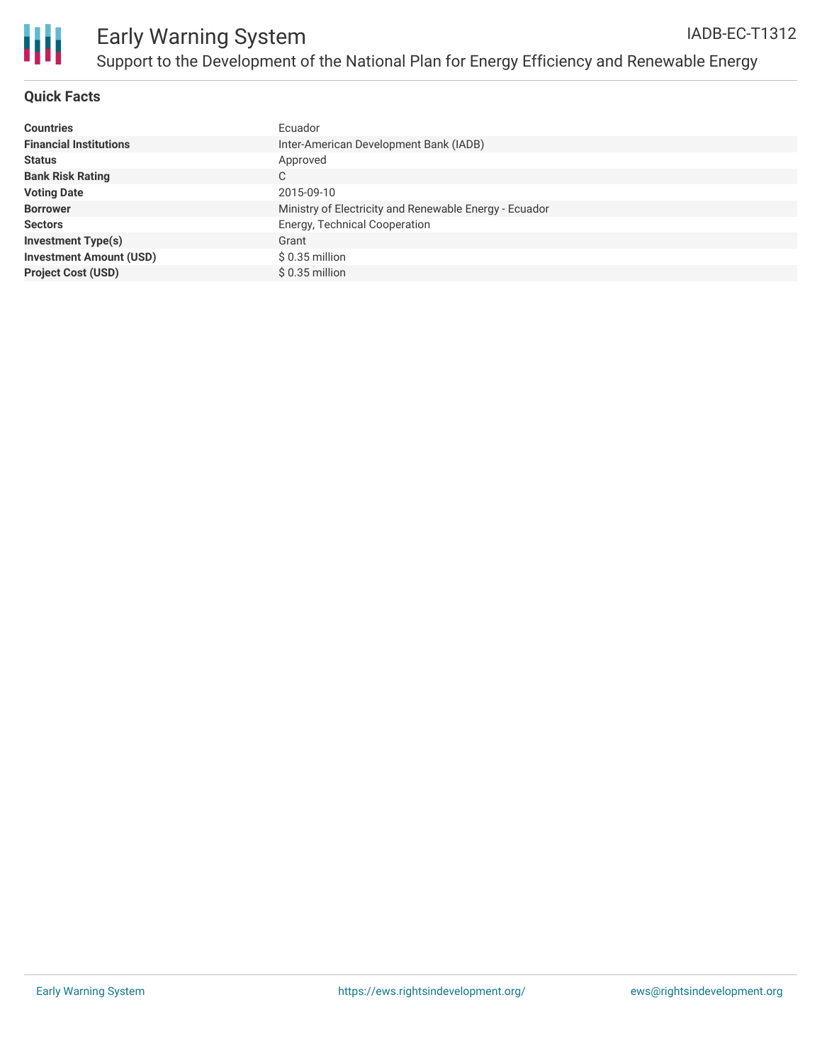## Quick Facts

| | |
|---|---|
| **Countries** | Ecuador |
| **Financial Institutions** | Inter-American Development Bank (IADB) |
| **Status** | Approved |
| **Bank Risk Rating** | C |
| **Voting Date** | 2015-09-10 |
| **Borrower** | Ministry of Electricity and Renewable Energy - Ecuador |
| **Sectors** | Energy, Technical Cooperation |
| **Investment Type(s)** | Grant |
| **Investment Amount (USD)** | $ 0.35 million |
| **Project Cost (USD)** | $ 0.35 million |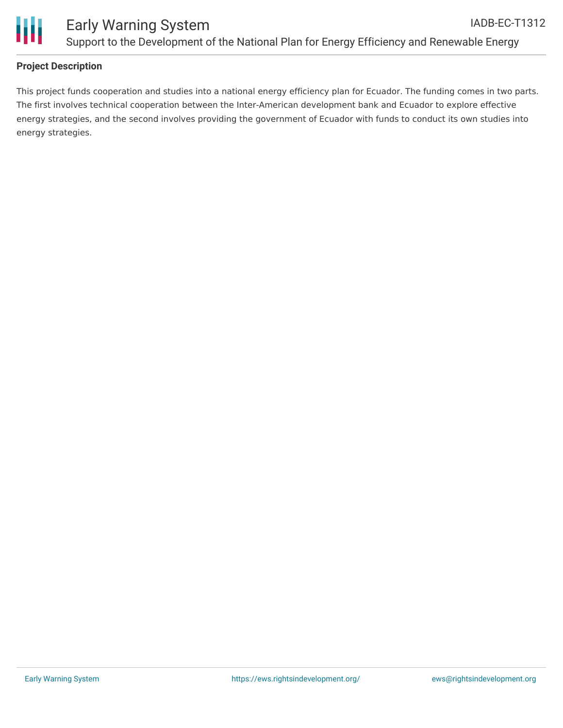## Project Description

This project funds cooperation and studies into a national energy efficiency plan for Ecuador. The funding comes in two parts. The first involves technical cooperation between the Inter-American development bank and Ecuador to explore effective energy strategies, and the second involves providing the government of Ecuador with funds to conduct its own studies into energy strategies.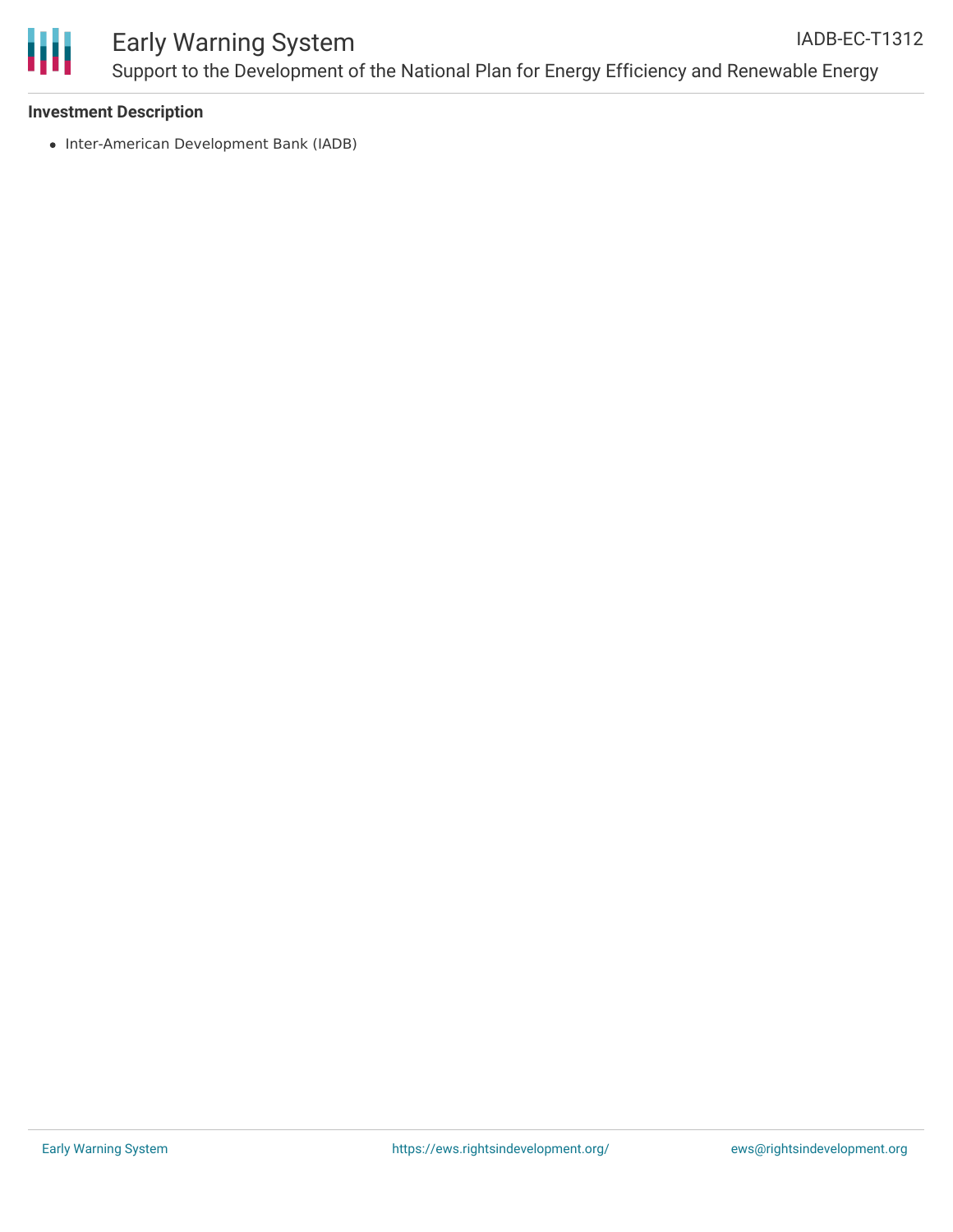**Investment Description**

- Inter-American Development Bank (IADB)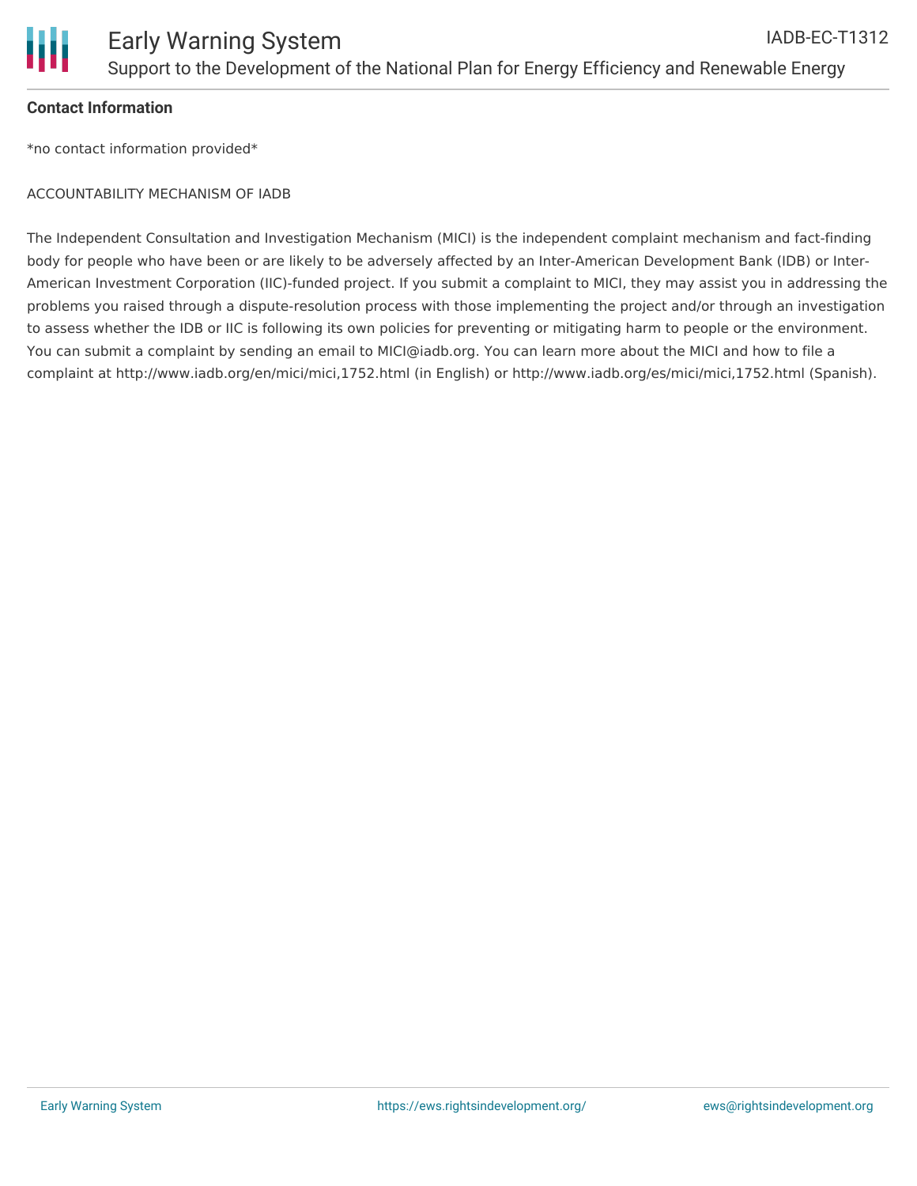**Contact Information**

*no contact information provided*

ACCOUNTABILITY MECHANISM OF IADB

The Independent Consultation and Investigation Mechanism (MICI) is the independent complaint mechanism and fact-finding body for people who have been or are likely to be adversely affected by an Inter-American Development Bank (IDB) or Inter-American Investment Corporation (IIC)-funded project. If you submit a complaint to MICI, they may assist you in addressing the problems you raised through a dispute-resolution process with those implementing the project and/or through an investigation to assess whether the IDB or IIC is following its own policies for preventing or mitigating harm to people or the environment. You can submit a complaint by sending an email to MICI@iadb.org. You can learn more about the MICI and how to file a complaint at http://www.iadb.org/en/mici/mici,1752.html (in English) or http://www.iadb.org/es/mici/mici,1752.html (Spanish).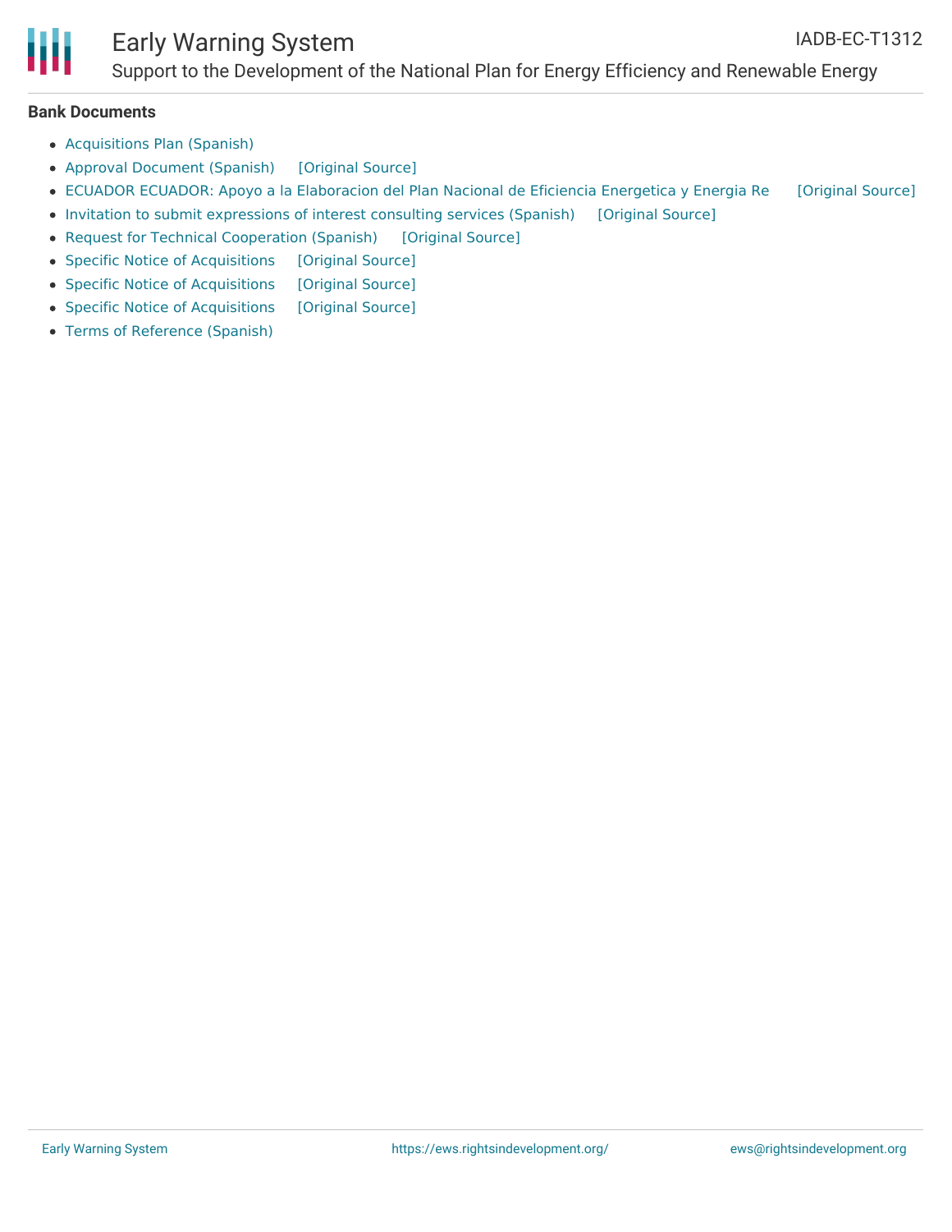**Bank Documents**

- Acquisitions Plan (Spanish)
- Approval Document (Spanish) [Original Source]
- ECUADOR ECUADOR: Apoyo a la Elaboracion del Plan Nacional de Eficiencia Energetica y Energia Re [Original Source]
- Invitation to submit expressions of interest consulting services (Spanish) [Original Source]
- Request for Technical Cooperation (Spanish) [Original Source]
- Specific Notice of Acquisitions [Original Source]
- Specific Notice of Acquisitions [Original Source]
- Specific Notice of Acquisitions [Original Source]
- Terms of Reference (Spanish)